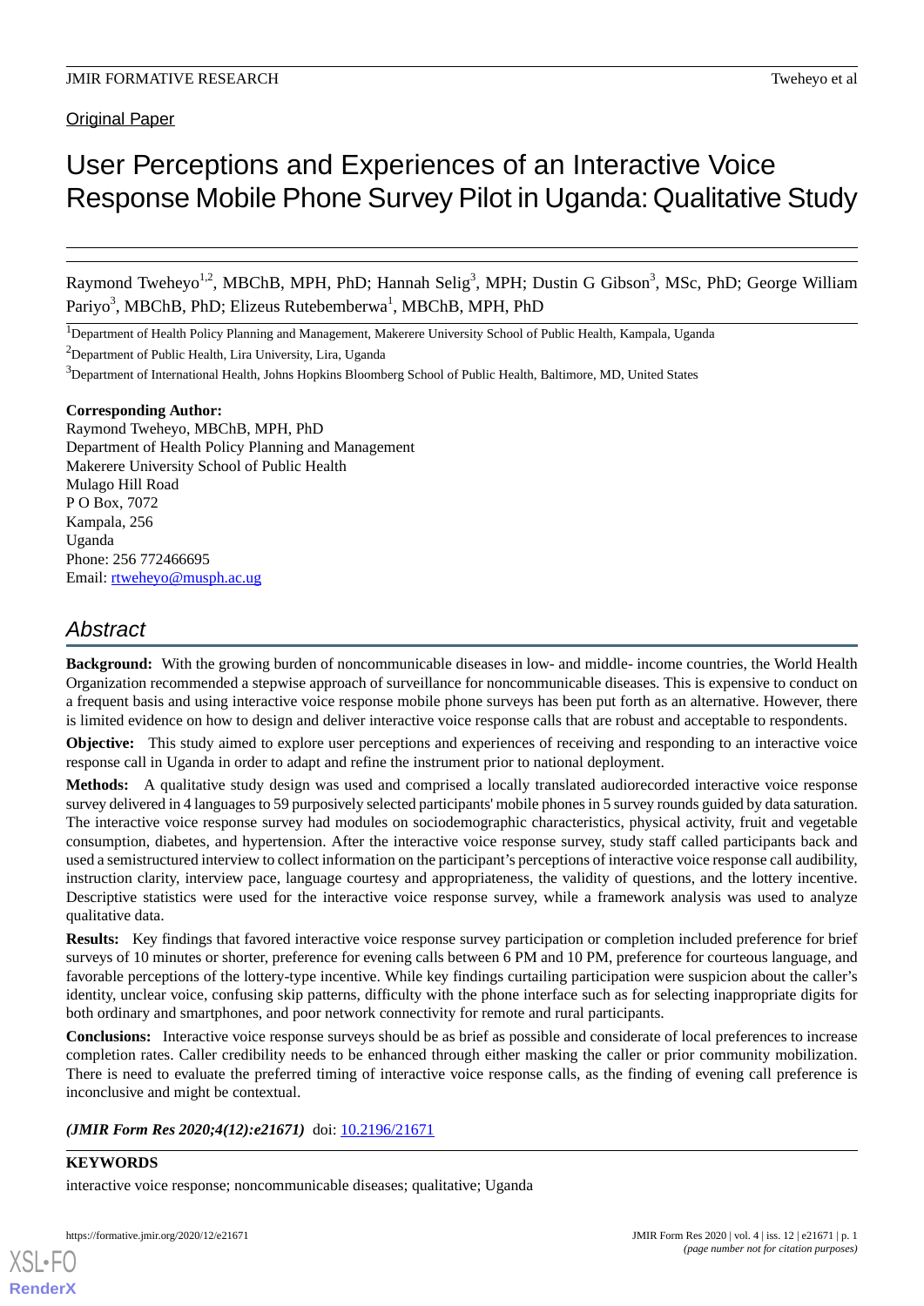Original Paper

# User Perceptions and Experiences of an Interactive Voice Response Mobile Phone Survey Pilot in Uganda: Qualitative Study

Raymond Tweheyo[1,2], MBChB, MPH, PhD; Hannah Selig[3], MPH; Dustin G Gibson[3], MSc, PhD; George William Pariyo[3], MBChB, PhD; Elizeus Rutebemberwa[1], MBChB, MPH, PhD

[1]Department of Health Policy Planning and Management, Makerere University School of Public Health, Kampala, Uganda

[2]Department of Public Health, Lira University, Lira, Uganda

[3]Department of International Health, Johns Hopkins Bloomberg School of Public Health, Baltimore, MD, United States

**Corresponding Author:**
Raymond Tweheyo, MBChB, MPH, PhD
Department of Health Policy Planning and Management
Makerere University School of Public Health
Mulago Hill Road
P O Box, 7072
Kampala, 256
Uganda
Phone: 256 772466695
Email: rtweheyo@musph.ac.ug

## Abstract

**Background:** With the growing burden of noncommunicable diseases in low- and middle- income countries, the World Health Organization recommended a stepwise approach of surveillance for noncommunicable diseases. This is expensive to conduct on a frequent basis and using interactive voice response mobile phone surveys has been put forth as an alternative. However, there is limited evidence on how to design and deliver interactive voice response calls that are robust and acceptable to respondents.

**Objective:** This study aimed to explore user perceptions and experiences of receiving and responding to an interactive voice response call in Uganda in order to adapt and refine the instrument prior to national deployment.

**Methods:** A qualitative study design was used and comprised a locally translated audiorecorded interactive voice response survey delivered in 4 languages to 59 purposively selected participants' mobile phones in 5 survey rounds guided by data saturation. The interactive voice response survey had modules on sociodemographic characteristics, physical activity, fruit and vegetable consumption, diabetes, and hypertension. After the interactive voice response survey, study staff called participants back and used a semistructured interview to collect information on the participant's perceptions of interactive voice response call audibility, instruction clarity, interview pace, language courtesy and appropriateness, the validity of questions, and the lottery incentive. Descriptive statistics were used for the interactive voice response survey, while a framework analysis was used to analyze qualitative data.

**Results:** Key findings that favored interactive voice response survey participation or completion included preference for brief surveys of 10 minutes or shorter, preference for evening calls between 6 PM and 10 PM, preference for courteous language, and favorable perceptions of the lottery-type incentive. While key findings curtailing participation were suspicion about the caller's identity, unclear voice, confusing skip patterns, difficulty with the phone interface such as for selecting inappropriate digits for both ordinary and smartphones, and poor network connectivity for remote and rural participants.

**Conclusions:** Interactive voice response surveys should be as brief as possible and considerate of local preferences to increase completion rates. Caller credibility needs to be enhanced through either masking the caller or prior community mobilization. There is need to evaluate the preferred timing of interactive voice response calls, as the finding of evening call preference is inconclusive and might be contextual.

***(JMIR Form Res 2020;4(12):e21671)*** doi: 10.2196/21671

**KEYWORDS**

interactive voice response; noncommunicable diseases; qualitative; Uganda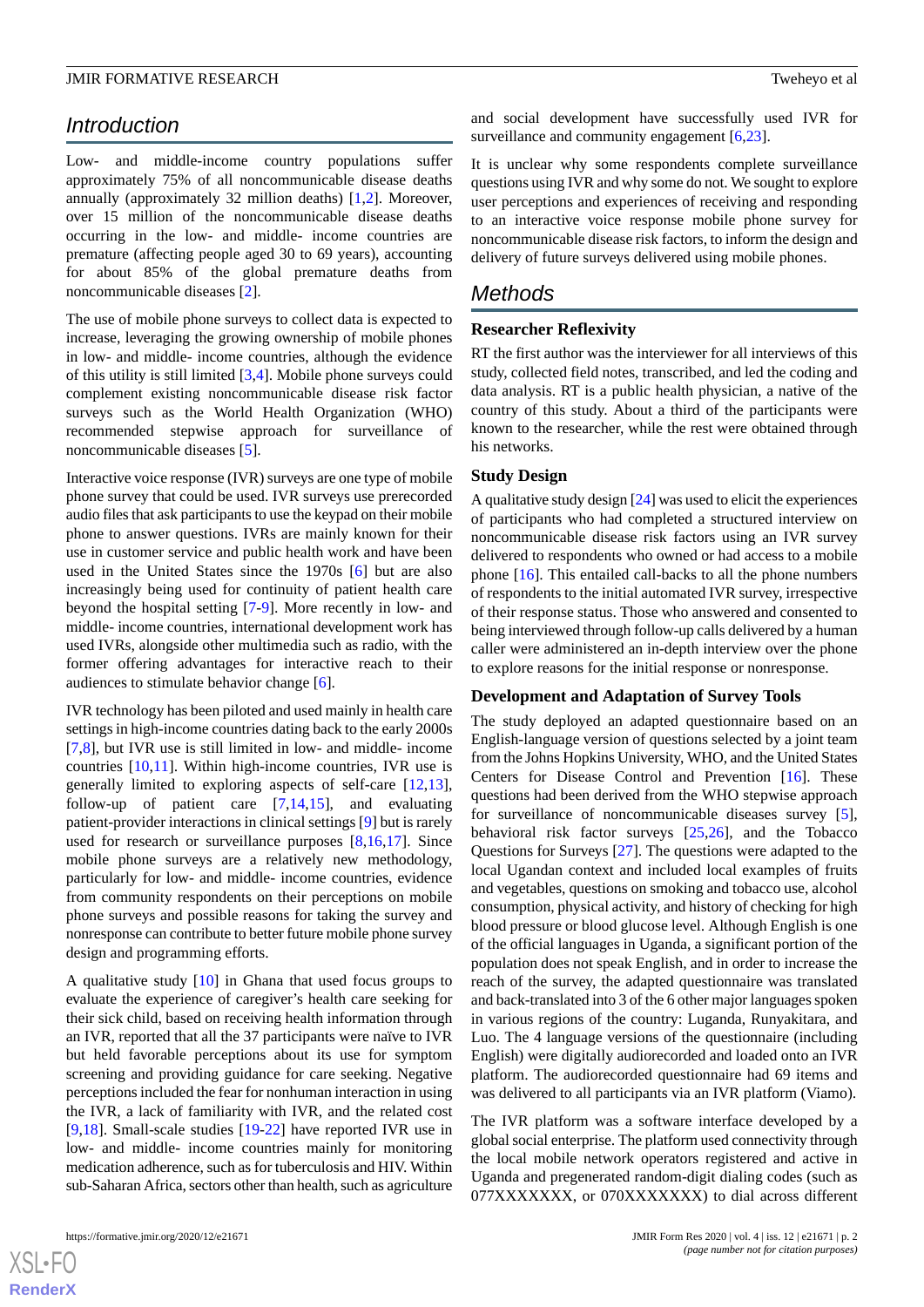## Introduction

Low- and middle-income country populations suffer approximately 75% of all noncommunicable disease deaths annually (approximately 32 million deaths) [1,2]. Moreover, over 15 million of the noncommunicable disease deaths occurring in the low- and middle- income countries are premature (affecting people aged 30 to 69 years), accounting for about 85% of the global premature deaths from noncommunicable diseases [2].

The use of mobile phone surveys to collect data is expected to increase, leveraging the growing ownership of mobile phones in low- and middle- income countries, although the evidence of this utility is still limited [3,4]. Mobile phone surveys could complement existing noncommunicable disease risk factor surveys such as the World Health Organization (WHO) recommended stepwise approach for surveillance of noncommunicable diseases [5].

Interactive voice response (IVR) surveys are one type of mobile phone survey that could be used. IVR surveys use prerecorded audio files that ask participants to use the keypad on their mobile phone to answer questions. IVRs are mainly known for their use in customer service and public health work and have been used in the United States since the 1970s [6] but are also increasingly being used for continuity of patient health care beyond the hospital setting [7-9]. More recently in low- and middle- income countries, international development work has used IVRs, alongside other multimedia such as radio, with the former offering advantages for interactive reach to their audiences to stimulate behavior change [6].

IVR technology has been piloted and used mainly in health care settings in high-income countries dating back to the early 2000s [7,8], but IVR use is still limited in low- and middle- income countries [10,11]. Within high-income countries, IVR use is generally limited to exploring aspects of self-care [12,13], follow-up of patient care [7,14,15], and evaluating patient-provider interactions in clinical settings [9] but is rarely used for research or surveillance purposes [8,16,17]. Since mobile phone surveys are a relatively new methodology, particularly for low- and middle- income countries, evidence from community respondents on their perceptions on mobile phone surveys and possible reasons for taking the survey and nonresponse can contribute to better future mobile phone survey design and programming efforts.

A qualitative study [10] in Ghana that used focus groups to evaluate the experience of caregiver's health care seeking for their sick child, based on receiving health information through an IVR, reported that all the 37 participants were naïve to IVR but held favorable perceptions about its use for symptom screening and providing guidance for care seeking. Negative perceptions included the fear for nonhuman interaction in using the IVR, a lack of familiarity with IVR, and the related cost [9,18]. Small-scale studies [19-22] have reported IVR use in low- and middle- income countries mainly for monitoring medication adherence, such as for tuberculosis and HIV. Within sub-Saharan Africa, sectors other than health, such as agriculture and social development have successfully used IVR for surveillance and community engagement [6,23].

It is unclear why some respondents complete surveillance questions using IVR and why some do not. We sought to explore user perceptions and experiences of receiving and responding to an interactive voice response mobile phone survey for noncommunicable disease risk factors, to inform the design and delivery of future surveys delivered using mobile phones.

## Methods

### Researcher Reflexivity

RT the first author was the interviewer for all interviews of this study, collected field notes, transcribed, and led the coding and data analysis. RT is a public health physician, a native of the country of this study. About a third of the participants were known to the researcher, while the rest were obtained through his networks.

### Study Design

A qualitative study design [24] was used to elicit the experiences of participants who had completed a structured interview on noncommunicable disease risk factors using an IVR survey delivered to respondents who owned or had access to a mobile phone [16]. This entailed call-backs to all the phone numbers of respondents to the initial automated IVR survey, irrespective of their response status. Those who answered and consented to being interviewed through follow-up calls delivered by a human caller were administered an in-depth interview over the phone to explore reasons for the initial response or nonresponse.

### Development and Adaptation of Survey Tools

The study deployed an adapted questionnaire based on an English-language version of questions selected by a joint team from the Johns Hopkins University, WHO, and the United States Centers for Disease Control and Prevention [16]. These questions had been derived from the WHO stepwise approach for surveillance of noncommunicable diseases survey [5], behavioral risk factor surveys [25,26], and the Tobacco Questions for Surveys [27]. The questions were adapted to the local Ugandan context and included local examples of fruits and vegetables, questions on smoking and tobacco use, alcohol consumption, physical activity, and history of checking for high blood pressure or blood glucose level. Although English is one of the official languages in Uganda, a significant portion of the population does not speak English, and in order to increase the reach of the survey, the adapted questionnaire was translated and back-translated into 3 of the 6 other major languages spoken in various regions of the country: Luganda, Runyakitara, and Luo. The 4 language versions of the questionnaire (including English) were digitally audiorecorded and loaded onto an IVR platform. The audiorecorded questionnaire had 69 items and was delivered to all participants via an IVR platform (Viamo).

The IVR platform was a software interface developed by a global social enterprise. The platform used connectivity through the local mobile network operators registered and active in Uganda and pregenerated random-digit dialing codes (such as 077XXXXXXX, or 070XXXXXXX) to dial across different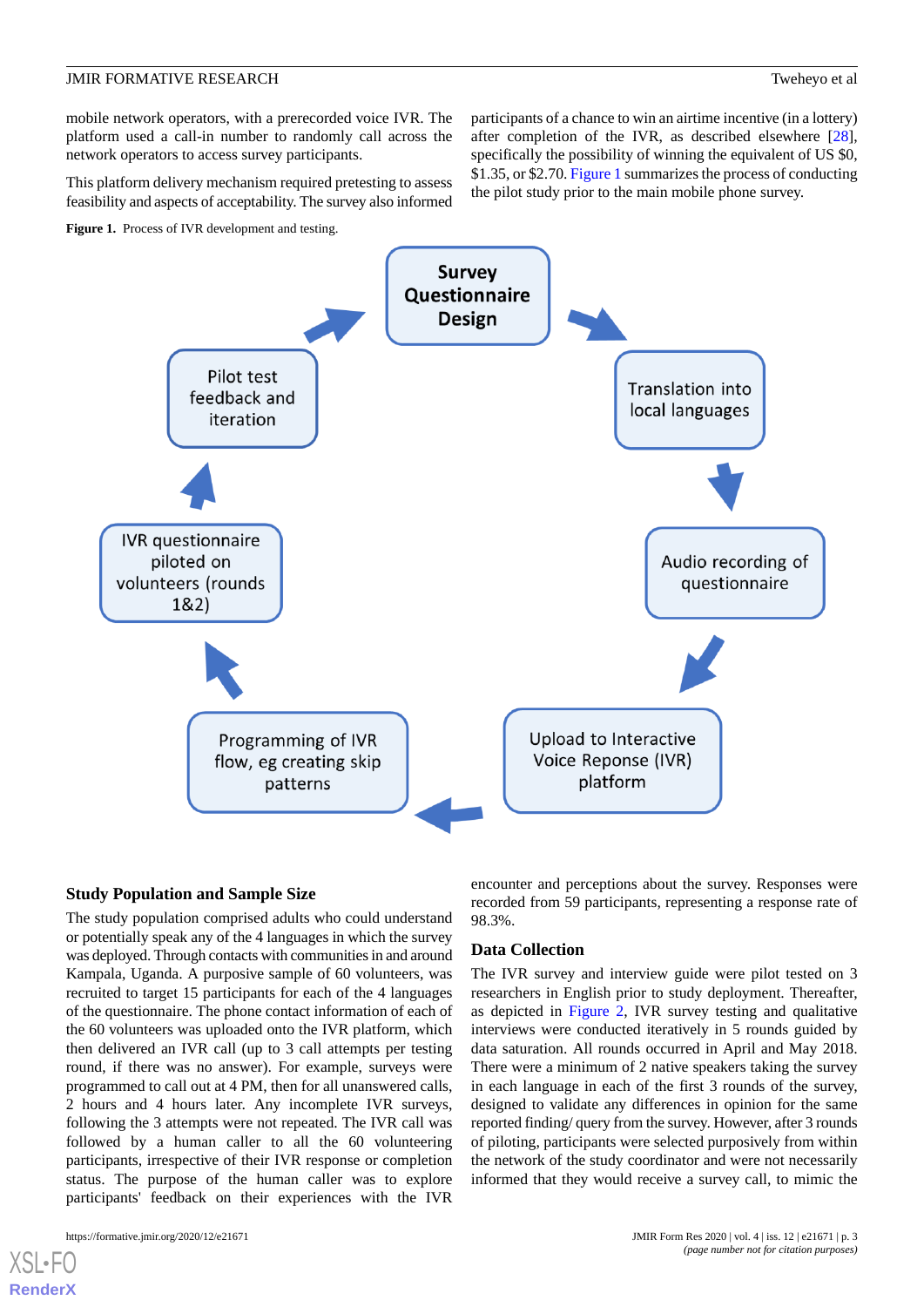mobile network operators, with a prerecorded voice IVR. The platform used a call-in number to randomly call across the network operators to access survey participants.

This platform delivery mechanism required pretesting to assess feasibility and aspects of acceptability. The survey also informed participants of a chance to win an airtime incentive (in a lottery) after completion of the IVR, as described elsewhere [28], specifically the possibility of winning the equivalent of US $0, $1.35, or $2.70. Figure 1 summarizes the process of conducting the pilot study prior to the main mobile phone survey.

**Figure 1.** Process of IVR development and testing.

Survey Questionnaire Design → Translation into local languages → Audio recording of questionnaire → Upload to Interactive Voice Reponse (IVR) platform → Programming of IVR flow, eg creating skip patterns → IVR questionnaire piloted on volunteers (rounds 1&2) → Pilot test feedback and iteration → Survey Questionnaire Design

## Study Population and Sample Size

The study population comprised adults who could understand or potentially speak any of the 4 languages in which the survey was deployed. Through contacts with communities in and around Kampala, Uganda. A purposive sample of 60 volunteers, was recruited to target 15 participants for each of the 4 languages of the questionnaire. The phone contact information of each of the 60 volunteers was uploaded onto the IVR platform, which then delivered an IVR call (up to 3 call attempts per testing round, if there was no answer). For example, surveys were programmed to call out at 4 PM, then for all unanswered calls, 2 hours and 4 hours later. Any incomplete IVR surveys, following the 3 attempts were not repeated. The IVR call was followed by a human caller to all the 60 volunteering participants, irrespective of their IVR response or completion status. The purpose of the human caller was to explore participants' feedback on their experiences with the IVR encounter and perceptions about the survey. Responses were recorded from 59 participants, representing a response rate of 98.3%.

## Data Collection

The IVR survey and interview guide were pilot tested on 3 researchers in English prior to study deployment. Thereafter, as depicted in Figure 2, IVR survey testing and qualitative interviews were conducted iteratively in 5 rounds guided by data saturation. All rounds occurred in April and May 2018. There were a minimum of 2 native speakers taking the survey in each language in each of the first 3 rounds of the survey, designed to validate any differences in opinion for the same reported finding/ query from the survey. However, after 3 rounds of piloting, participants were selected purposively from within the network of the study coordinator and were not necessarily informed that they would receive a survey call, to mimic the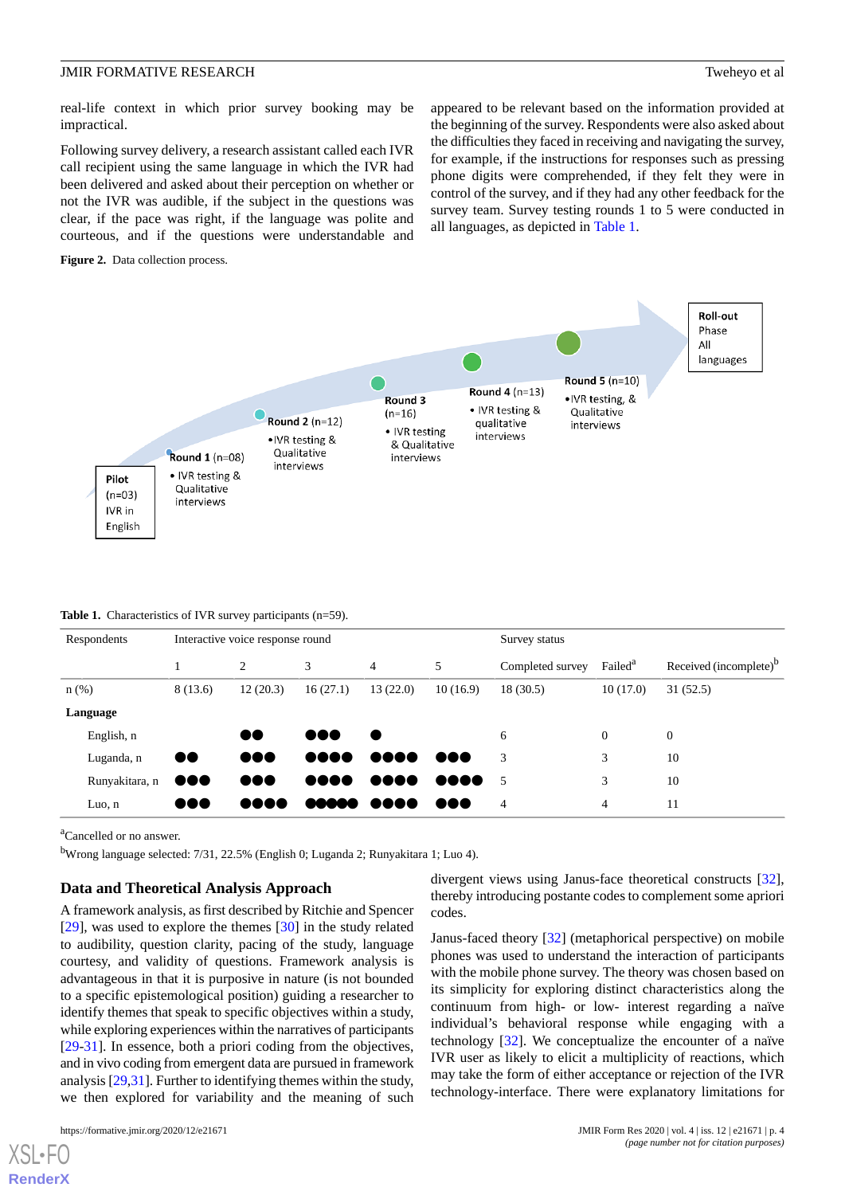real-life context in which prior survey booking may be impractical.

Following survey delivery, a research assistant called each IVR call recipient using the same language in which the IVR had been delivered and asked about their perception on whether or not the IVR was audible, if the subject in the questions was clear, if the pace was right, if the language was polite and courteous, and if the questions were understandable and appeared to be relevant based on the information provided at the beginning of the survey. Respondents were also asked about the difficulties they faced in receiving and navigating the survey, for example, if the instructions for responses such as pressing phone digits were comprehended, if they felt they were in control of the survey, and if they had any other feedback for the survey team. Survey testing rounds 1 to 5 were conducted in all languages, as depicted in Table 1.

**Figure 2.** Data collection process.

**Table 1.** Characteristics of IVR survey participants (n=59).

| Respondents | Interactive voice response round | | | | | Survey status | | |
|---|---|---|---|---|---|---|---|---|
| | 1 | 2 | 3 | 4 | 5 | Completed survey | Failed[a] | Received (incomplete)[b] |
| n (%) | 8 (13.6) | 12 (20.3) | 16 (27.1) | 13 (22.0) | 10 (16.9) | 18 (30.5) | 10 (17.0) | 31 (52.5) |
| **Language** | | | | | | | | |
| English, n | | ●● | ●●● | ● | | 6 | 0 | 0 |
| Luganda, n | ●● | ●●● | ●●●● | ●●●● | ●●● | 3 | 3 | 10 |
| Runyakitara, n | ●●● | ●●● | ●●●● | ●●●● | ●●●● | 5 | 3 | 10 |
| Luo, n | ●●● | ●●●● | ●●●●● | ●●●● | ●●● | 4 | 4 | 11 |

[a]Cancelled or no answer.

[b]Wrong language selected: 7/31, 22.5% (English 0; Luganda 2; Runyakitara 1; Luo 4).

### Data and Theoretical Analysis Approach

A framework analysis, as first described by Ritchie and Spencer [29], was used to explore the themes [30] in the study related to audibility, question clarity, pacing of the study, language courtesy, and validity of questions. Framework analysis is advantageous in that it is purposive in nature (is not bounded to a specific epistemological position) guiding a researcher to identify themes that speak to specific objectives within a study, while exploring experiences within the narratives of participants [29-31]. In essence, both a priori coding from the objectives, and in vivo coding from emergent data are pursued in framework analysis [29,31]. Further to identifying themes within the study, we then explored for variability and the meaning of such divergent views using Janus-face theoretical constructs [32], thereby introducing postante codes to complement some apriori codes.

Janus-faced theory [32] (metaphorical perspective) on mobile phones was used to understand the interaction of participants with the mobile phone survey. The theory was chosen based on its simplicity for exploring distinct characteristics along the continuum from high- or low- interest regarding a naïve individual's behavioral response while engaging with a technology [32]. We conceptualize the encounter of a naïve IVR user as likely to elicit a multiplicity of reactions, which may take the form of either acceptance or rejection of the IVR technology-interface. There were explanatory limitations for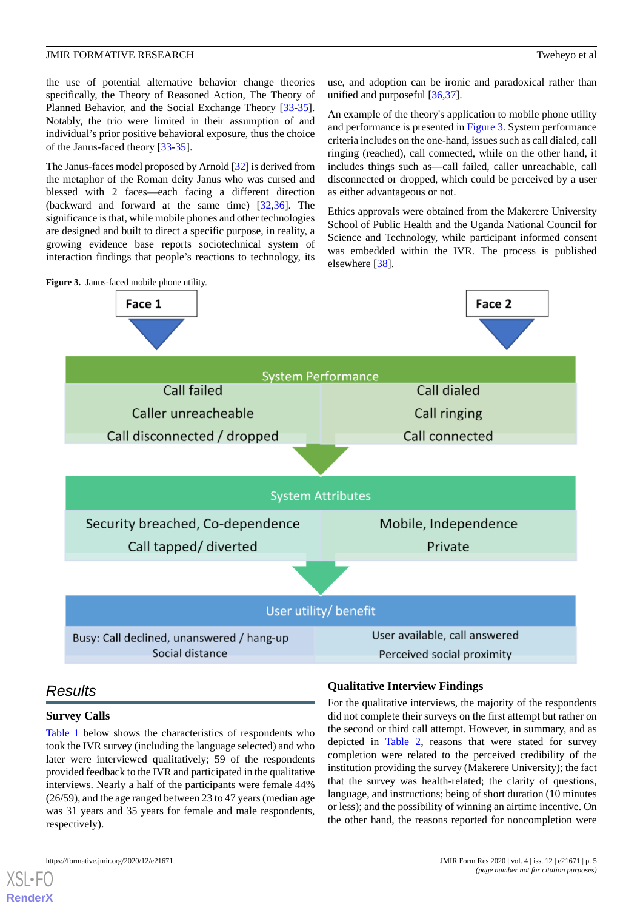the use of potential alternative behavior change theories specifically, the Theory of Reasoned Action, The Theory of Planned Behavior, and the Social Exchange Theory [33-35]. Notably, the trio were limited in their assumption of and individual's prior positive behavioral exposure, thus the choice of the Janus-faced theory [33-35].

The Janus-faces model proposed by Arnold [32] is derived from the metaphor of the Roman deity Janus who was cursed and blessed with 2 faces—each facing a different direction (backward and forward at the same time) [32,36]. The significance is that, while mobile phones and other technologies are designed and built to direct a specific purpose, in reality, a growing evidence base reports sociotechnical system of interaction findings that people's reactions to technology, its use, and adoption can be ironic and paradoxical rather than unified and purposeful [36,37].

An example of the theory's application to mobile phone utility and performance is presented in Figure 3. System performance criteria includes on the one-hand, issues such as call dialed, call ringing (reached), call connected, while on the other hand, it includes things such as—call failed, caller unreachable, call disconnected or dropped, which could be perceived by a user as either advantageous or not.

Ethics approvals were obtained from the Makerere University School of Public Health and the Uganda National Council for Science and Technology, while participant informed consent was embedded within the IVR. The process is published elsewhere [38].

**Figure 3.** Janus-faced mobile phone utility.

| Face 1 | Face 2 |
|---|---|
| **System Performance** | |
| Call failed<br>Caller unreachable<br>Call disconnected / dropped | Call dialed<br>Call ringing<br>Call connected |
| **System Attributes** | |
| Security breached, Co-dependence<br>Call tapped/ diverted | Mobile, Independence<br>Private |
| **User utility/ benefit** | |
| Busy: Call declined, unanswered / hang-up<br>Social distance | User available, call answered<br>Perceived social proximity |

## Results

### Survey Calls

Table 1 below shows the characteristics of respondents who took the IVR survey (including the language selected) and who later were interviewed qualitatively; 59 of the respondents provided feedback to the IVR and participated in the qualitative interviews. Nearly a half of the participants were female 44% (26/59), and the age ranged between 23 to 47 years (median age was 31 years and 35 years for female and male respondents, respectively).

### Qualitative Interview Findings

For the qualitative interviews, the majority of the respondents did not complete their surveys on the first attempt but rather on the second or third call attempt. However, in summary, and as depicted in Table 2, reasons that were stated for survey completion were related to the perceived credibility of the institution providing the survey (Makerere University); the fact that the survey was health-related; the clarity of questions, language, and instructions; being of short duration (10 minutes or less); and the possibility of winning an airtime incentive. On the other hand, the reasons reported for noncompletion were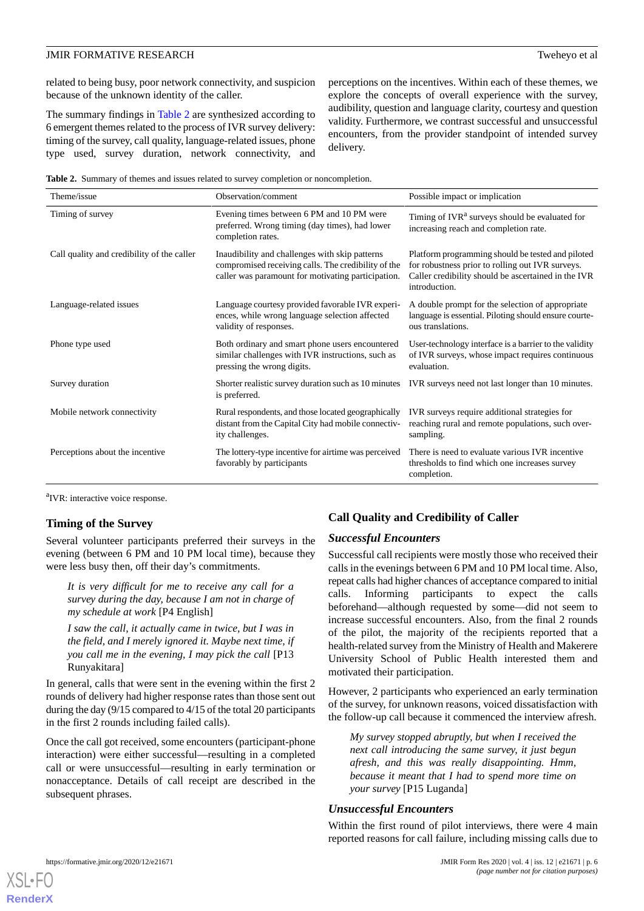related to being busy, poor network connectivity, and suspicion because of the unknown identity of the caller.

The summary findings in Table 2 are synthesized according to 6 emergent themes related to the process of IVR survey delivery: timing of the survey, call quality, language-related issues, phone type used, survey duration, network connectivity, and perceptions on the incentives. Within each of these themes, we explore the concepts of overall experience with the survey, audibility, question and language clarity, courtesy and question validity. Furthermore, we contrast successful and unsuccessful encounters, from the provider standpoint of intended survey delivery.

**Table 2.** Summary of themes and issues related to survey completion or noncompletion.

| Theme/issue | Observation/comment | Possible impact or implication |
|---|---|---|
| Timing of survey | Evening times between 6 PM and 10 PM were preferred. Wrong timing (day times), had lower completion rates. | Timing of IVR[a] surveys should be evaluated for increasing reach and completion rate. |
| Call quality and credibility of the caller | Inaudibility and challenges with skip patterns compromised receiving calls. The credibility of the caller was paramount for motivating participation. | Platform programming should be tested and piloted for robustness prior to rolling out IVR surveys. Caller credibility should be ascertained in the IVR introduction. |
| Language-related issues | Language courtesy provided favorable IVR experiences, while wrong language selection affected validity of responses. | A double prompt for the selection of appropriate language is essential. Piloting should ensure courteous translations. |
| Phone type used | Both ordinary and smart phone users encountered similar challenges with IVR instructions, such as pressing the wrong digits. | User-technology interface is a barrier to the validity of IVR surveys, whose impact requires continuous evaluation. |
| Survey duration | Shorter realistic survey duration such as 10 minutes is preferred. | IVR surveys need not last longer than 10 minutes. |
| Mobile network connectivity | Rural respondents, and those located geographically distant from the Capital City had mobile connectivity challenges. | IVR surveys require additional strategies for reaching rural and remote populations, such oversampling. |
| Perceptions about the incentive | The lottery-type incentive for airtime was perceived favorably by participants | There is need to evaluate various IVR incentive thresholds to find which one increases survey completion. |

[a]IVR: interactive voice response.

### Timing of the Survey

Several volunteer participants preferred their surveys in the evening (between 6 PM and 10 PM local time), because they were less busy then, off their day's commitments.

> *It is very difficult for me to receive any call for a survey during the day, because I am not in charge of my schedule at work* [P4 English]
>
> *I saw the call, it actually came in twice, but I was in the field, and I merely ignored it. Maybe next time, if you call me in the evening, I may pick the call* [P13 Runyakitara]

In general, calls that were sent in the evening within the first 2 rounds of delivery had higher response rates than those sent out during the day (9/15 compared to 4/15 of the total 20 participants in the first 2 rounds including failed calls).

Once the call got received, some encounters (participant-phone interaction) were either successful—resulting in a completed call or were unsuccessful—resulting in early termination or nonacceptance. Details of call receipt are described in the subsequent phrases.

### Call Quality and Credibility of Caller

#### *Successful Encounters*

Successful call recipients were mostly those who received their calls in the evenings between 6 PM and 10 PM local time. Also, repeat calls had higher chances of acceptance compared to initial calls. Informing participants to expect the calls beforehand—although requested by some—did not seem to increase successful encounters. Also, from the final 2 rounds of the pilot, the majority of the recipients reported that a health-related survey from the Ministry of Health and Makerere University School of Public Health interested them and motivated their participation.

However, 2 participants who experienced an early termination of the survey, for unknown reasons, voiced dissatisfaction with the follow-up call because it commenced the interview afresh.

> *My survey stopped abruptly, but when I received the next call introducing the same survey, it just begun afresh, and this was really disappointing. Hmm, because it meant that I had to spend more time on your survey* [P15 Luganda]

#### *Unsuccessful Encounters*

Within the first round of pilot interviews, there were 4 main reported reasons for call failure, including missing calls due to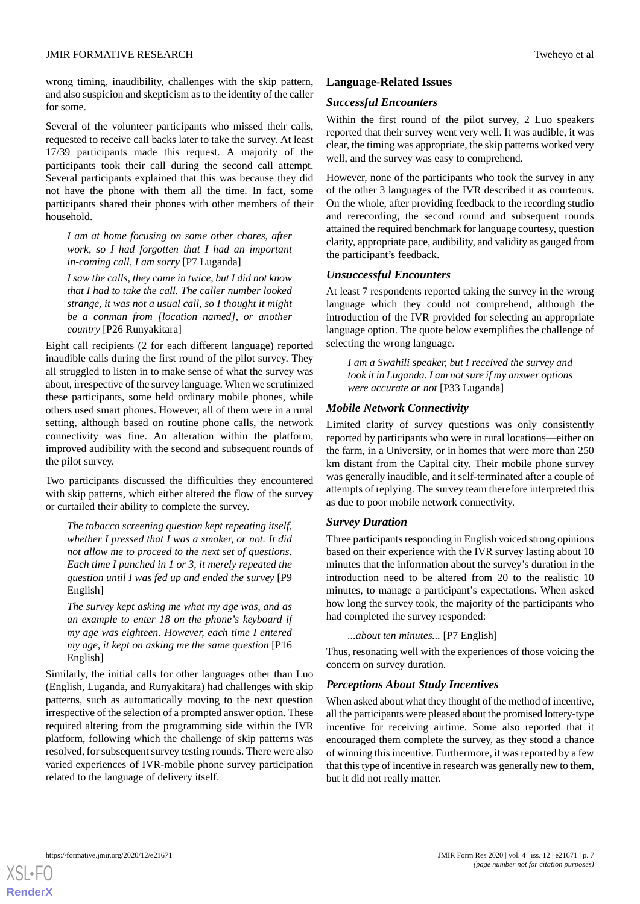wrong timing, inaudibility, challenges with the skip pattern, and also suspicion and skepticism as to the identity of the caller for some.

Several of the volunteer participants who missed their calls, requested to receive call backs later to take the survey. At least 17/39 participants made this request. A majority of the participants took their call during the second call attempt. Several participants explained that this was because they did not have the phone with them all the time. In fact, some participants shared their phones with other members of their household.

> *I am at home focusing on some other chores, after work, so I had forgotten that I had an important in-coming call, I am sorry* [P7 Luganda]

> *I saw the calls, they came in twice, but I did not know that I had to take the call. The caller number looked strange, it was not a usual call, so I thought it might be a conman from [location named], or another country* [P26 Runyakitara]

Eight call recipients (2 for each different language) reported inaudible calls during the first round of the pilot survey. They all struggled to listen in to make sense of what the survey was about, irrespective of the survey language. When we scrutinized these participants, some held ordinary mobile phones, while others used smart phones. However, all of them were in a rural setting, although based on routine phone calls, the network connectivity was fine. An alteration within the platform, improved audibility with the second and subsequent rounds of the pilot survey.

Two participants discussed the difficulties they encountered with skip patterns, which either altered the flow of the survey or curtailed their ability to complete the survey.

> *The tobacco screening question kept repeating itself, whether I pressed that I was a smoker, or not. It did not allow me to proceed to the next set of questions. Each time I punched in 1 or 3, it merely repeated the question until I was fed up and ended the survey* [P9 English]

> *The survey kept asking me what my age was, and as an example to enter 18 on the phone's keyboard if my age was eighteen. However, each time I entered my age, it kept on asking me the same question* [P16 English]

Similarly, the initial calls for other languages other than Luo (English, Luganda, and Runyakitara) had challenges with skip patterns, such as automatically moving to the next question irrespective of the selection of a prompted answer option. These required altering from the programming side within the IVR platform, following which the challenge of skip patterns was resolved, for subsequent survey testing rounds. There were also varied experiences of IVR-mobile phone survey participation related to the language of delivery itself.

### Language-Related Issues

#### *Successful Encounters*

Within the first round of the pilot survey, 2 Luo speakers reported that their survey went very well. It was audible, it was clear, the timing was appropriate, the skip patterns worked very well, and the survey was easy to comprehend.

However, none of the participants who took the survey in any of the other 3 languages of the IVR described it as courteous. On the whole, after providing feedback to the recording studio and rerecording, the second round and subsequent rounds attained the required benchmark for language courtesy, question clarity, appropriate pace, audibility, and validity as gauged from the participant's feedback.

#### *Unsuccessful Encounters*

At least 7 respondents reported taking the survey in the wrong language which they could not comprehend, although the introduction of the IVR provided for selecting an appropriate language option. The quote below exemplifies the challenge of selecting the wrong language.

> *I am a Swahili speaker, but I received the survey and took it in Luganda. I am not sure if my answer options were accurate or not* [P33 Luganda]

#### *Mobile Network Connectivity*

Limited clarity of survey questions was only consistently reported by participants who were in rural locations—either on the farm, in a University, or in homes that were more than 250 km distant from the Capital city. Their mobile phone survey was generally inaudible, and it self-terminated after a couple of attempts of replying. The survey team therefore interpreted this as due to poor mobile network connectivity.

#### *Survey Duration*

Three participants responding in English voiced strong opinions based on their experience with the IVR survey lasting about 10 minutes that the information about the survey's duration in the introduction need to be altered from 20 to the realistic 10 minutes, to manage a participant's expectations. When asked how long the survey took, the majority of the participants who had completed the survey responded:

> *...about ten minutes...* [P7 English]

Thus, resonating well with the experiences of those voicing the concern on survey duration.

#### *Perceptions About Study Incentives*

When asked about what they thought of the method of incentive, all the participants were pleased about the promised lottery-type incentive for receiving airtime. Some also reported that it encouraged them complete the survey, as they stood a chance of winning this incentive. Furthermore, it was reported by a few that this type of incentive in research was generally new to them, but it did not really matter.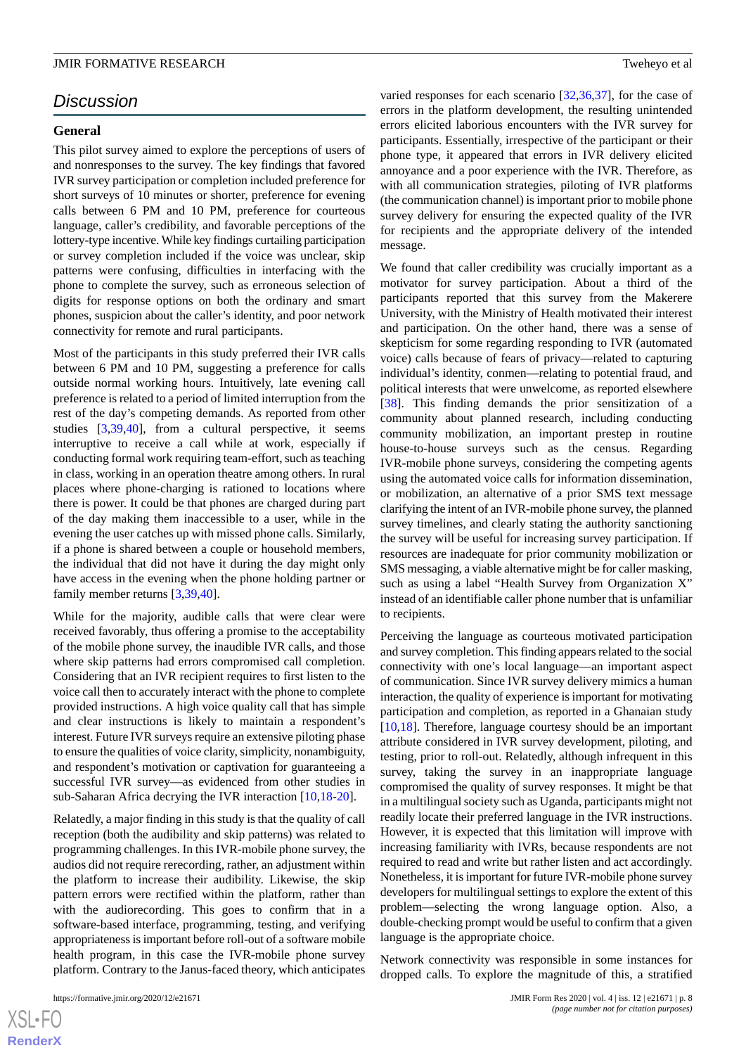## Discussion

### General

This pilot survey aimed to explore the perceptions of users of and nonresponses to the survey. The key findings that favored IVR survey participation or completion included preference for short surveys of 10 minutes or shorter, preference for evening calls between 6 PM and 10 PM, preference for courteous language, caller's credibility, and favorable perceptions of the lottery-type incentive. While key findings curtailing participation or survey completion included if the voice was unclear, skip patterns were confusing, difficulties in interfacing with the phone to complete the survey, such as erroneous selection of digits for response options on both the ordinary and smart phones, suspicion about the caller's identity, and poor network connectivity for remote and rural participants.

Most of the participants in this study preferred their IVR calls between 6 PM and 10 PM, suggesting a preference for calls outside normal working hours. Intuitively, late evening call preference is related to a period of limited interruption from the rest of the day's competing demands. As reported from other studies [3,39,40], from a cultural perspective, it seems interruptive to receive a call while at work, especially if conducting formal work requiring team-effort, such as teaching in class, working in an operation theatre among others. In rural places where phone-charging is rationed to locations where there is power. It could be that phones are charged during part of the day making them inaccessible to a user, while in the evening the user catches up with missed phone calls. Similarly, if a phone is shared between a couple or household members, the individual that did not have it during the day might only have access in the evening when the phone holding partner or family member returns [3,39,40].

While for the majority, audible calls that were clear were received favorably, thus offering a promise to the acceptability of the mobile phone survey, the inaudible IVR calls, and those where skip patterns had errors compromised call completion. Considering that an IVR recipient requires to first listen to the voice call then to accurately interact with the phone to complete provided instructions. A high voice quality call that has simple and clear instructions is likely to maintain a respondent's interest. Future IVR surveys require an extensive piloting phase to ensure the qualities of voice clarity, simplicity, nonambiguity, and respondent's motivation or captivation for guaranteeing a successful IVR survey—as evidenced from other studies in sub-Saharan Africa decrying the IVR interaction [10,18-20].

Relatedly, a major finding in this study is that the quality of call reception (both the audibility and skip patterns) was related to programming challenges. In this IVR-mobile phone survey, the audios did not require rerecording, rather, an adjustment within the platform to increase their audibility. Likewise, the skip pattern errors were rectified within the platform, rather than with the audiorecording. This goes to confirm that in a software-based interface, programming, testing, and verifying appropriateness is important before roll-out of a software mobile health program, in this case the IVR-mobile phone survey platform. Contrary to the Janus-faced theory, which anticipates varied responses for each scenario [32,36,37], for the case of errors in the platform development, the resulting unintended errors elicited laborious encounters with the IVR survey for participants. Essentially, irrespective of the participant or their phone type, it appeared that errors in IVR delivery elicited annoyance and a poor experience with the IVR. Therefore, as with all communication strategies, piloting of IVR platforms (the communication channel) is important prior to mobile phone survey delivery for ensuring the expected quality of the IVR for recipients and the appropriate delivery of the intended message.

We found that caller credibility was crucially important as a motivator for survey participation. About a third of the participants reported that this survey from the Makerere University, with the Ministry of Health motivated their interest and participation. On the other hand, there was a sense of skepticism for some regarding responding to IVR (automated voice) calls because of fears of privacy—related to capturing individual's identity, conmen—relating to potential fraud, and political interests that were unwelcome, as reported elsewhere [38]. This finding demands the prior sensitization of a community about planned research, including conducting community mobilization, an important prestep in routine house-to-house surveys such as the census. Regarding IVR-mobile phone surveys, considering the competing agents using the automated voice calls for information dissemination, or mobilization, an alternative of a prior SMS text message clarifying the intent of an IVR-mobile phone survey, the planned survey timelines, and clearly stating the authority sanctioning the survey will be useful for increasing survey participation. If resources are inadequate for prior community mobilization or SMS messaging, a viable alternative might be for caller masking, such as using a label "Health Survey from Organization X" instead of an identifiable caller phone number that is unfamiliar to recipients.

Perceiving the language as courteous motivated participation and survey completion. This finding appears related to the social connectivity with one's local language—an important aspect of communication. Since IVR survey delivery mimics a human interaction, the quality of experience is important for motivating participation and completion, as reported in a Ghanaian study [10,18]. Therefore, language courtesy should be an important attribute considered in IVR survey development, piloting, and testing, prior to roll-out. Relatedly, although infrequent in this survey, taking the survey in an inappropriate language compromised the quality of survey responses. It might be that in a multilingual society such as Uganda, participants might not readily locate their preferred language in the IVR instructions. However, it is expected that this limitation will improve with increasing familiarity with IVRs, because respondents are not required to read and write but rather listen and act accordingly. Nonetheless, it is important for future IVR-mobile phone survey developers for multilingual settings to explore the extent of this problem—selecting the wrong language option. Also, a double-checking prompt would be useful to confirm that a given language is the appropriate choice.

Network connectivity was responsible in some instances for dropped calls. To explore the magnitude of this, a stratified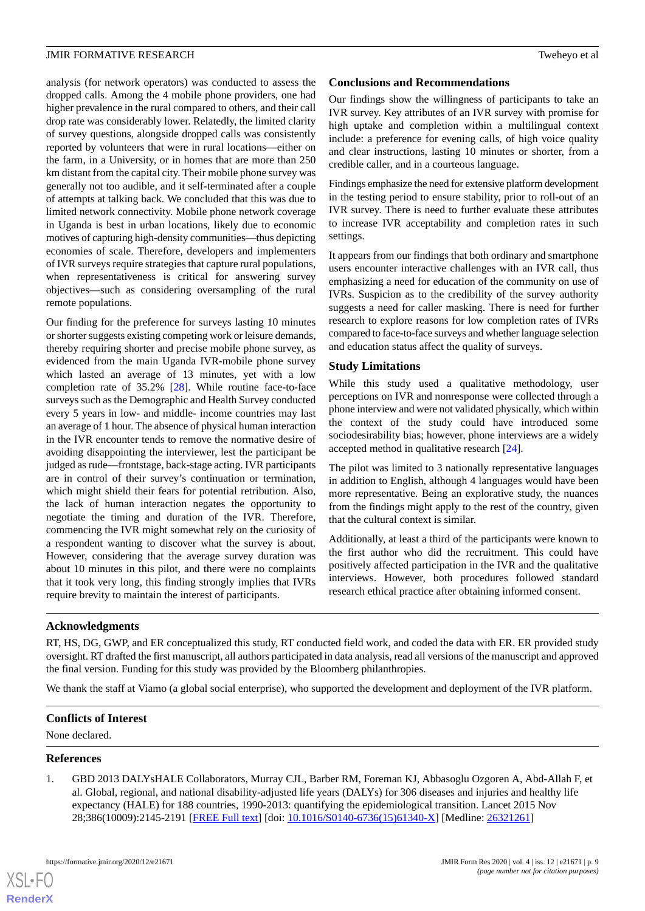analysis (for network operators) was conducted to assess the dropped calls. Among the 4 mobile phone providers, one had higher prevalence in the rural compared to others, and their call drop rate was considerably lower. Relatedly, the limited clarity of survey questions, alongside dropped calls was consistently reported by volunteers that were in rural locations—either on the farm, in a University, or in homes that are more than 250 km distant from the capital city. Their mobile phone survey was generally not too audible, and it self-terminated after a couple of attempts at talking back. We concluded that this was due to limited network connectivity. Mobile phone network coverage in Uganda is best in urban locations, likely due to economic motives of capturing high-density communities—thus depicting economies of scale. Therefore, developers and implementers of IVR surveys require strategies that capture rural populations, when representativeness is critical for answering survey objectives—such as considering oversampling of the rural remote populations.

Our finding for the preference for surveys lasting 10 minutes or shorter suggests existing competing work or leisure demands, thereby requiring shorter and precise mobile phone survey, as evidenced from the main Uganda IVR-mobile phone survey which lasted an average of 13 minutes, yet with a low completion rate of 35.2% [28]. While routine face-to-face surveys such as the Demographic and Health Survey conducted every 5 years in low- and middle- income countries may last an average of 1 hour. The absence of physical human interaction in the IVR encounter tends to remove the normative desire of avoiding disappointing the interviewer, lest the participant be judged as rude—frontstage, back-stage acting. IVR participants are in control of their survey's continuation or termination, which might shield their fears for potential retribution. Also, the lack of human interaction negates the opportunity to negotiate the timing and duration of the IVR. Therefore, commencing the IVR might somewhat rely on the curiosity of a respondent wanting to discover what the survey is about. However, considering that the average survey duration was about 10 minutes in this pilot, and there were no complaints that it took very long, this finding strongly implies that IVRs require brevity to maintain the interest of participants.

## Conclusions and Recommendations

Our findings show the willingness of participants to take an IVR survey. Key attributes of an IVR survey with promise for high uptake and completion within a multilingual context include: a preference for evening calls, of high voice quality and clear instructions, lasting 10 minutes or shorter, from a credible caller, and in a courteous language.

Findings emphasize the need for extensive platform development in the testing period to ensure stability, prior to roll-out of an IVR survey. There is need to further evaluate these attributes to increase IVR acceptability and completion rates in such settings.

It appears from our findings that both ordinary and smartphone users encounter interactive challenges with an IVR call, thus emphasizing a need for education of the community on use of IVRs. Suspicion as to the credibility of the survey authority suggests a need for caller masking. There is need for further research to explore reasons for low completion rates of IVRs compared to face-to-face surveys and whether language selection and education status affect the quality of surveys.

## Study Limitations

While this study used a qualitative methodology, user perceptions on IVR and nonresponse were collected through a phone interview and were not validated physically, which within the context of the study could have introduced some sociodesirability bias; however, phone interviews are a widely accepted method in qualitative research [24].

The pilot was limited to 3 nationally representative languages in addition to English, although 4 languages would have been more representative. Being an explorative study, the nuances from the findings might apply to the rest of the country, given that the cultural context is similar.

Additionally, at least a third of the participants were known to the first author who did the recruitment. This could have positively affected participation in the IVR and the qualitative interviews. However, both procedures followed standard research ethical practice after obtaining informed consent.

## Acknowledgments

RT, HS, DG, GWP, and ER conceptualized this study, RT conducted field work, and coded the data with ER. ER provided study oversight. RT drafted the first manuscript, all authors participated in data analysis, read all versions of the manuscript and approved the final version. Funding for this study was provided by the Bloomberg philanthropies.

We thank the staff at Viamo (a global social enterprise), who supported the development and deployment of the IVR platform.

## Conflicts of Interest

None declared.

## References

1. GBD 2013 DALYsHALE Collaborators, Murray CJL, Barber RM, Foreman KJ, Abbasoglu Ozgoren A, Abd-Allah F, et al. Global, regional, and national disability-adjusted life years (DALYs) for 306 diseases and injuries and healthy life expectancy (HALE) for 188 countries, 1990-2013: quantifying the epidemiological transition. Lancet 2015 Nov 28;386(10009):2145-2191 [FREE Full text] [doi: 10.1016/S0140-6736(15)61340-X] [Medline: 26321261]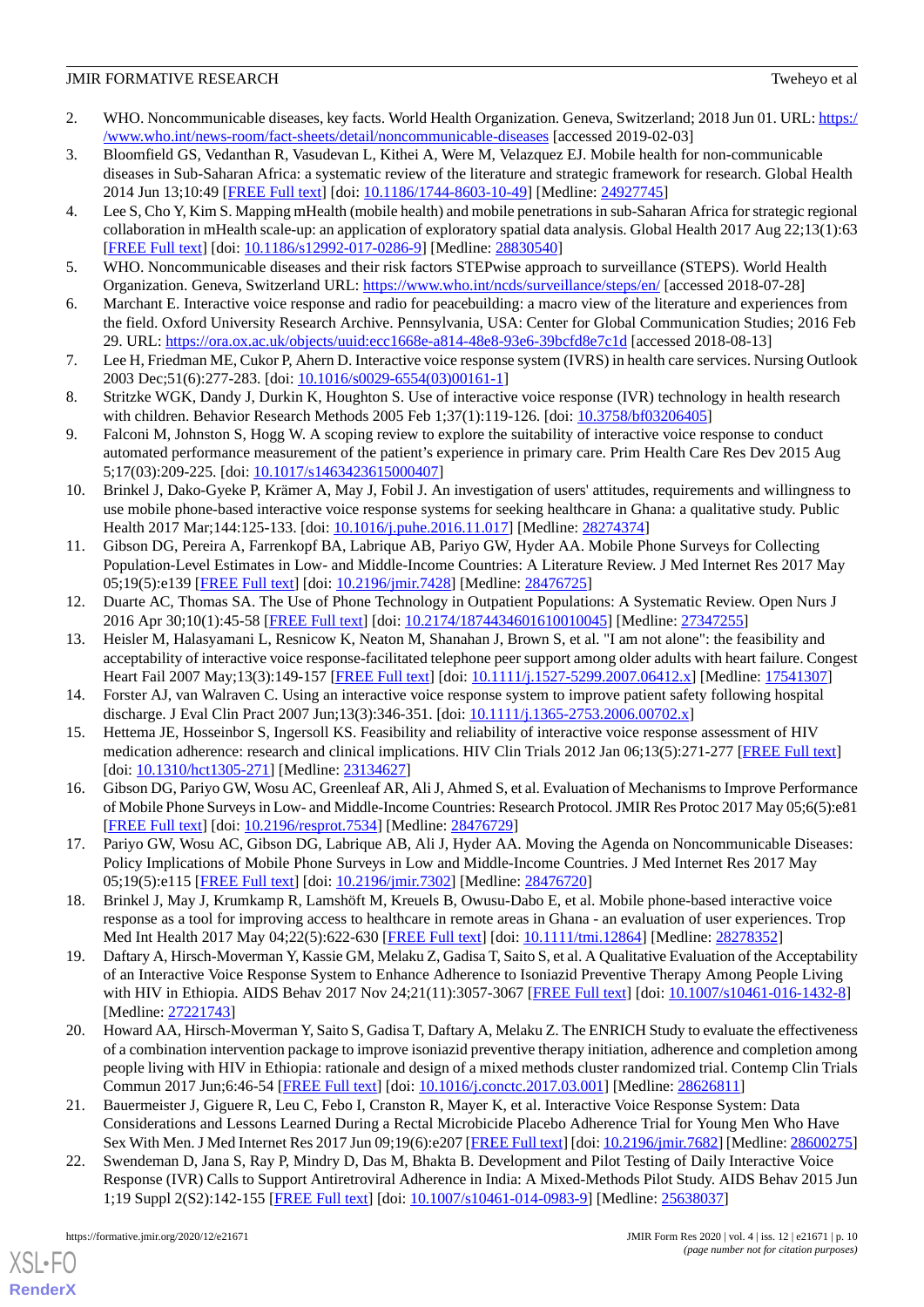2. WHO. Noncommunicable diseases, key facts. World Health Organization. Geneva, Switzerland; 2018 Jun 01. URL: https://www.who.int/news-room/fact-sheets/detail/noncommunicable-diseases [accessed 2019-02-03]
3. Bloomfield GS, Vedanthan R, Vasudevan L, Kithei A, Were M, Velazquez EJ. Mobile health for non-communicable diseases in Sub-Saharan Africa: a systematic review of the literature and strategic framework for research. Global Health 2014 Jun 13;10:49 [FREE Full text] [doi: 10.1186/1744-8603-10-49] [Medline: 24927745]
4. Lee S, Cho Y, Kim S. Mapping mHealth (mobile health) and mobile penetrations in sub-Saharan Africa for strategic regional collaboration in mHealth scale-up: an application of exploratory spatial data analysis. Global Health 2017 Aug 22;13(1):63 [FREE Full text] [doi: 10.1186/s12992-017-0286-9] [Medline: 28830540]
5. WHO. Noncommunicable diseases and their risk factors STEPwise approach to surveillance (STEPS). World Health Organization. Geneva, Switzerland URL: https://www.who.int/ncds/surveillance/steps/en/ [accessed 2018-07-28]
6. Marchant E. Interactive voice response and radio for peacebuilding: a macro view of the literature and experiences from the field. Oxford University Research Archive. Pennsylvania, USA: Center for Global Communication Studies; 2016 Feb 29. URL: https://ora.ox.ac.uk/objects/uuid:ecc1668e-a814-48e8-93e6-39bcfd8e7c1d [accessed 2018-08-13]
7. Lee H, Friedman ME, Cukor P, Ahern D. Interactive voice response system (IVRS) in health care services. Nursing Outlook 2003 Dec;51(6):277-283. [doi: 10.1016/s0029-6554(03)00161-1]
8. Stritzke WGK, Dandy J, Durkin K, Houghton S. Use of interactive voice response (IVR) technology in health research with children. Behavior Research Methods 2005 Feb 1;37(1):119-126. [doi: 10.3758/bf03206405]
9. Falconi M, Johnston S, Hogg W. A scoping review to explore the suitability of interactive voice response to conduct automated performance measurement of the patient's experience in primary care. Prim Health Care Res Dev 2015 Aug 5;17(03):209-225. [doi: 10.1017/s1463423615000407]
10. Brinkel J, Dako-Gyeke P, Krämer A, May J, Fobil J. An investigation of users' attitudes, requirements and willingness to use mobile phone-based interactive voice response systems for seeking healthcare in Ghana: a qualitative study. Public Health 2017 Mar;144:125-133. [doi: 10.1016/j.puhe.2016.11.017] [Medline: 28274374]
11. Gibson DG, Pereira A, Farrenkopf BA, Labrique AB, Pariyo GW, Hyder AA. Mobile Phone Surveys for Collecting Population-Level Estimates in Low- and Middle-Income Countries: A Literature Review. J Med Internet Res 2017 May 05;19(5):e139 [FREE Full text] [doi: 10.2196/jmir.7428] [Medline: 28476725]
12. Duarte AC, Thomas SA. The Use of Phone Technology in Outpatient Populations: A Systematic Review. Open Nurs J 2016 Apr 30;10(1):45-58 [FREE Full text] [doi: 10.2174/1874434601610010045] [Medline: 27347255]
13. Heisler M, Halasyamani L, Resnicow K, Neaton M, Shanahan J, Brown S, et al. "I am not alone": the feasibility and acceptability of interactive voice response-facilitated telephone peer support among older adults with heart failure. Congest Heart Fail 2007 May;13(3):149-157 [FREE Full text] [doi: 10.1111/j.1527-5299.2007.06412.x] [Medline: 17541307]
14. Forster AJ, van Walraven C. Using an interactive voice response system to improve patient safety following hospital discharge. J Eval Clin Pract 2007 Jun;13(3):346-351. [doi: 10.1111/j.1365-2753.2006.00702.x]
15. Hettema JE, Hosseinbor S, Ingersoll KS. Feasibility and reliability of interactive voice response assessment of HIV medication adherence: research and clinical implications. HIV Clin Trials 2012 Jan 06;13(5):271-277 [FREE Full text] [doi: 10.1310/hct1305-271] [Medline: 23134627]
16. Gibson DG, Pariyo GW, Wosu AC, Greenleaf AR, Ali J, Ahmed S, et al. Evaluation of Mechanisms to Improve Performance of Mobile Phone Surveys in Low- and Middle-Income Countries: Research Protocol. JMIR Res Protoc 2017 May 05;6(5):e81 [FREE Full text] [doi: 10.2196/resprot.7534] [Medline: 28476729]
17. Pariyo GW, Wosu AC, Gibson DG, Labrique AB, Ali J, Hyder AA. Moving the Agenda on Noncommunicable Diseases: Policy Implications of Mobile Phone Surveys in Low and Middle-Income Countries. J Med Internet Res 2017 May 05;19(5):e115 [FREE Full text] [doi: 10.2196/jmir.7302] [Medline: 28476720]
18. Brinkel J, May J, Krumkamp R, Lamshöft M, Kreuels B, Owusu-Dabo E, et al. Mobile phone-based interactive voice response as a tool for improving access to healthcare in remote areas in Ghana - an evaluation of user experiences. Trop Med Int Health 2017 May 04;22(5):622-630 [FREE Full text] [doi: 10.1111/tmi.12864] [Medline: 28278352]
19. Daftary A, Hirsch-Moverman Y, Kassie GM, Melaku Z, Gadisa T, Saito S, et al. A Qualitative Evaluation of the Acceptability of an Interactive Voice Response System to Enhance Adherence to Isoniazid Preventive Therapy Among People Living with HIV in Ethiopia. AIDS Behav 2017 Nov 24;21(11):3057-3067 [FREE Full text] [doi: 10.1007/s10461-016-1432-8] [Medline: 27221743]
20. Howard AA, Hirsch-Moverman Y, Saito S, Gadisa T, Daftary A, Melaku Z. The ENRICH Study to evaluate the effectiveness of a combination intervention package to improve isoniazid preventive therapy initiation, adherence and completion among people living with HIV in Ethiopia: rationale and design of a mixed methods cluster randomized trial. Contemp Clin Trials Commun 2017 Jun;6:46-54 [FREE Full text] [doi: 10.1016/j.conctc.2017.03.001] [Medline: 28626811]
21. Bauermeister J, Giguere R, Leu C, Febo I, Cranston R, Mayer K, et al. Interactive Voice Response System: Data Considerations and Lessons Learned During a Rectal Microbicide Placebo Adherence Trial for Young Men Who Have Sex With Men. J Med Internet Res 2017 Jun 09;19(6):e207 [FREE Full text] [doi: 10.2196/jmir.7682] [Medline: 28600275]
22. Swendeman D, Jana S, Ray P, Mindry D, Das M, Bhakta B. Development and Pilot Testing of Daily Interactive Voice Response (IVR) Calls to Support Antiretroviral Adherence in India: A Mixed-Methods Pilot Study. AIDS Behav 2015 Jun 1;19 Suppl 2(S2):142-155 [FREE Full text] [doi: 10.1007/s10461-014-0983-9] [Medline: 25638037]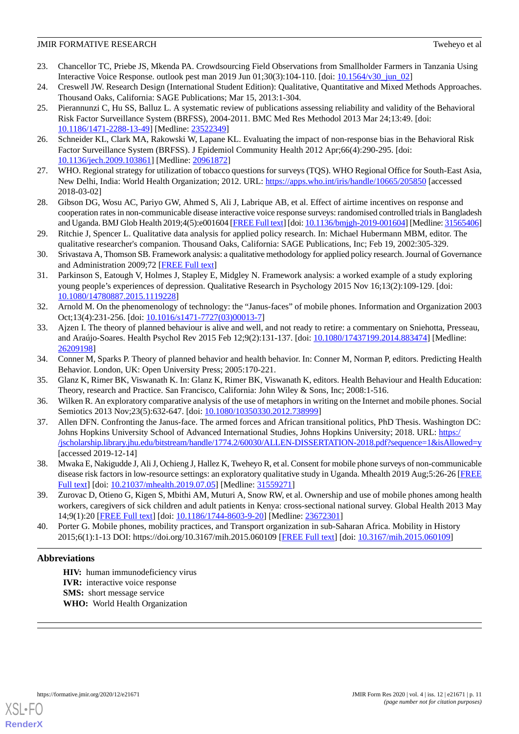23. Chancellor TC, Priebe JS, Mkenda PA. Crowdsourcing Field Observations from Smallholder Farmers in Tanzania Using Interactive Voice Response. outlook pest man 2019 Jun 01;30(3):104-110. [doi: 10.1564/v30_jun_02]
24. Creswell JW. Research Design (International Student Edition): Qualitative, Quantitative and Mixed Methods Approaches. Thousand Oaks, California: SAGE Publications; Mar 15, 2013:1-304.
25. Pierannunzi C, Hu SS, Balluz L. A systematic review of publications assessing reliability and validity of the Behavioral Risk Factor Surveillance System (BRFSS), 2004-2011. BMC Med Res Methodol 2013 Mar 24;13:49. [doi: 10.1186/1471-2288-13-49] [Medline: 23522349]
26. Schneider KL, Clark MA, Rakowski W, Lapane KL. Evaluating the impact of non-response bias in the Behavioral Risk Factor Surveillance System (BRFSS). J Epidemiol Community Health 2012 Apr;66(4):290-295. [doi: 10.1136/jech.2009.103861] [Medline: 20961872]
27. WHO. Regional strategy for utilization of tobacco questions for surveys (TQS). WHO Regional Office for South-East Asia, New Delhi, India: World Health Organization; 2012. URL: https://apps.who.int/iris/handle/10665/205850 [accessed 2018-03-02]
28. Gibson DG, Wosu AC, Pariyo GW, Ahmed S, Ali J, Labrique AB, et al. Effect of airtime incentives on response and cooperation rates in non-communicable disease interactive voice response surveys: randomised controlled trials in Bangladesh and Uganda. BMJ Glob Health 2019;4(5):e001604 [FREE Full text] [doi: 10.1136/bmjgh-2019-001604] [Medline: 31565406]
29. Ritchie J, Spencer L. Qualitative data analysis for applied policy research. In: Michael Hubermann MBM, editor. The qualitative researcher's companion. Thousand Oaks, California: SAGE Publications, Inc; Feb 19, 2002:305-329.
30. Srivastava A, Thomson SB. Framework analysis: a qualitative methodology for applied policy research. Journal of Governance and Administration 2009;72 [FREE Full text]
31. Parkinson S, Eatough V, Holmes J, Stapley E, Midgley N. Framework analysis: a worked example of a study exploring young people’s experiences of depression. Qualitative Research in Psychology 2015 Nov 16;13(2):109-129. [doi: 10.1080/14780887.2015.1119228]
32. Arnold M. On the phenomenology of technology: the “Janus-faces” of mobile phones. Information and Organization 2003 Oct;13(4):231-256. [doi: 10.1016/s1471-7727(03)00013-7]
33. Ajzen I. The theory of planned behaviour is alive and well, and not ready to retire: a commentary on Sniehotta, Presseau, and Araújo-Soares. Health Psychol Rev 2015 Feb 12;9(2):131-137. [doi: 10.1080/17437199.2014.883474] [Medline: 26209198]
34. Conner M, Sparks P. Theory of planned behavior and health behavior. In: Conner M, Norman P, editors. Predicting Health Behavior. London, UK: Open University Press; 2005:170-221.
35. Glanz K, Rimer BK, Viswanath K. In: Glanz K, Rimer BK, Viswanath K, editors. Health Behaviour and Health Education: Theory, research and Practice. San Francisco, California: John Wiley & Sons, Inc; 2008:1-516.
36. Wilken R. An exploratory comparative analysis of the use of metaphors in writing on the Internet and mobile phones. Social Semiotics 2013 Nov;23(5):632-647. [doi: 10.1080/10350330.2012.738999]
37. Allen DFN. Confronting the Janus-face. The armed forces and African transitional politics, PhD Thesis. Washington DC: Johns Hopkins University School of Advanced International Studies, Johns Hopkins University; 2018. URL: https://jscholarship.library.jhu.edu/bitstream/handle/1774.2/60030/ALLEN-DISSERTATION-2018.pdf?sequence=1&isAllowed=y [accessed 2019-12-14]
38. Mwaka E, Nakigudde J, Ali J, Ochieng J, Hallez K, Tweheyo R, et al. Consent for mobile phone surveys of non-communicable disease risk factors in low-resource settings: an exploratory qualitative study in Uganda. Mhealth 2019 Aug;5:26-26 [FREE Full text] [doi: 10.21037/mhealth.2019.07.05] [Medline: 31559271]
39. Zurovac D, Otieno G, Kigen S, Mbithi AM, Muturi A, Snow RW, et al. Ownership and use of mobile phones among health workers, caregivers of sick children and adult patients in Kenya: cross-sectional national survey. Global Health 2013 May 14;9(1):20 [FREE Full text] [doi: 10.1186/1744-8603-9-20] [Medline: 23672301]
40. Porter G. Mobile phones, mobility practices, and Transport organization in sub-Saharan Africa. Mobility in History 2015;6(1):1-13 DOI: https://doi.org/10.3167/mih.2015.060109 [FREE Full text] [doi: 10.3167/mih.2015.060109]

## Abbreviations

**HIV:** human immunodeficiency virus
**IVR:** interactive voice response
**SMS:** short message service
**WHO:** World Health Organization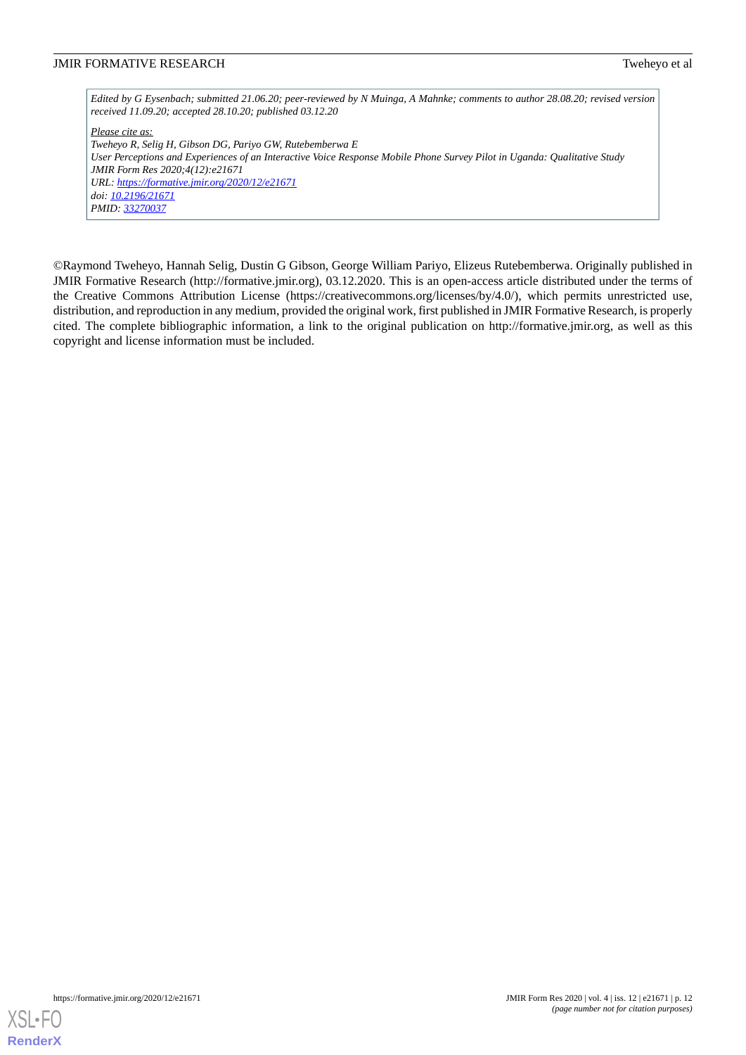*Edited by G Eysenbach; submitted 21.06.20; peer-reviewed by N Muinga, A Mahnke; comments to author 28.08.20; revised version received 11.09.20; accepted 28.10.20; published 03.12.20*

*Please cite as:*
*Tweheyo R, Selig H, Gibson DG, Pariyo GW, Rutebemberwa E*
*User Perceptions and Experiences of an Interactive Voice Response Mobile Phone Survey Pilot in Uganda: Qualitative Study*
*JMIR Form Res 2020;4(12):e21671*
*URL: https://formative.jmir.org/2020/12/e21671*
*doi: 10.2196/21671*
*PMID: 33270037*

©Raymond Tweheyo, Hannah Selig, Dustin G Gibson, George William Pariyo, Elizeus Rutebemberwa. Originally published in JMIR Formative Research (http://formative.jmir.org), 03.12.2020. This is an open-access article distributed under the terms of the Creative Commons Attribution License (https://creativecommons.org/licenses/by/4.0/), which permits unrestricted use, distribution, and reproduction in any medium, provided the original work, first published in JMIR Formative Research, is properly cited. The complete bibliographic information, a link to the original publication on http://formative.jmir.org, as well as this copyright and license information must be included.